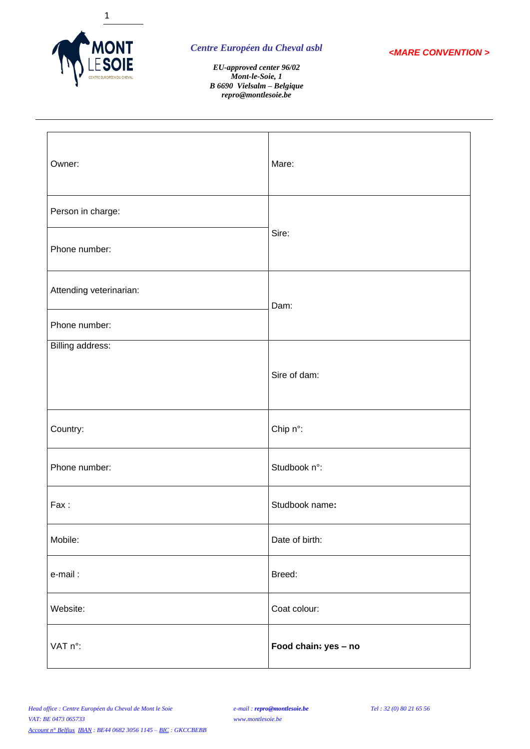*Centre Européen du Cheval asbl*

***<MARE CONVENTION >***

***EU-approved center 96/02***
***Mont-le-Soie, 1***
***B 6690 Vielsalm – Belgique***
***repro@montlesoie.be***

| | |
|---|---|
| Owner: | Mare: |
| Person in charge: | Sire: |
| Phone number: | |
| Attending veterinarian: | Dam: |
| Phone number: | |
| Billing address: | Sire of dam: |
| Country: | Chip n°: |
| Phone number: | Studbook n°: |
| Fax : | Studbook name**:** |
| Mobile: | Date of birth: |
| e-mail : | Breed: |
| Website: | Coat colour: |
| VAT n°: | **Food chain: yes – no** |

*Head office : Centre Européen du Cheval de Mont le Soie*
*VAT: BE 0473 065733*
*Account n° Belfius IBAN : BE44 0682 3056 1145 – BIC : GKCCBEBB*

*e-mail : **repro@montlesoie.be***
*www.montlesoie.be*

*Tel : 32 (0) 80 21 65 56*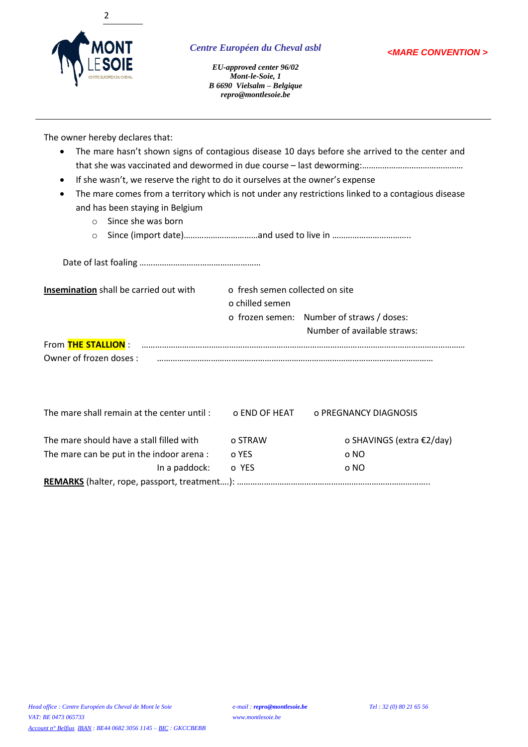*Centre Européen du Cheval asbl*

***EU-approved center 96/02***
***Mont-le-Soie, 1***
***B 6690 Vielsalm – Belgique***
***repro@montlesoie.be***

*<MARE CONVENTION >*

---

The owner hereby declares that:

- The mare hasn't shown signs of contagious disease 10 days before she arrived to the center and that she was vaccinated and dewormed in due course – last deworming:………………………………………
- If she wasn't, we reserve the right to do it ourselves at the owner's expense
- The mare comes from a territory which is not under any restrictions linked to a contagious disease and has been staying in Belgium
    - Since she was born
    - Since (import date)……………………………and used to live in ……………………………..

Date of last foaling ………………………………………………

**Insemination** shall be carried out with
- o fresh semen collected on site
- o chilled semen
- o frozen semen: Number of straws / doses:
  Number of available straws:

From **THE STALLION** : ………………………………………………………………………………………………………………………

Owner of frozen doses : ……………………………………………………………………………………………………

| | | |
|---|---|---|
| The mare shall remain at the center until : | o END OF HEAT | o PREGNANCY DIAGNOSIS |
| The mare should have a stall filled with | o STRAW | o SHAVINGS (extra €2/day) |
| The mare can be put in the indoor arena : | o YES | o NO |
| In a paddock: | o YES | o NO |

**REMARKS** (halter, rope, passport, treatment….): …………………………………………………………………………..

*Head office : Centre Européen du Cheval de Mont le Soie*
*VAT: BE 0473 065733*
*Account n° Belfius IBAN : BE44 0682 3056 1145 – BIC : GKCCBEBB*

*e-mail : **repro@montlesoie.be***
*www.montlesoie.be*

*Tel : 32 (0) 80 21 65 56*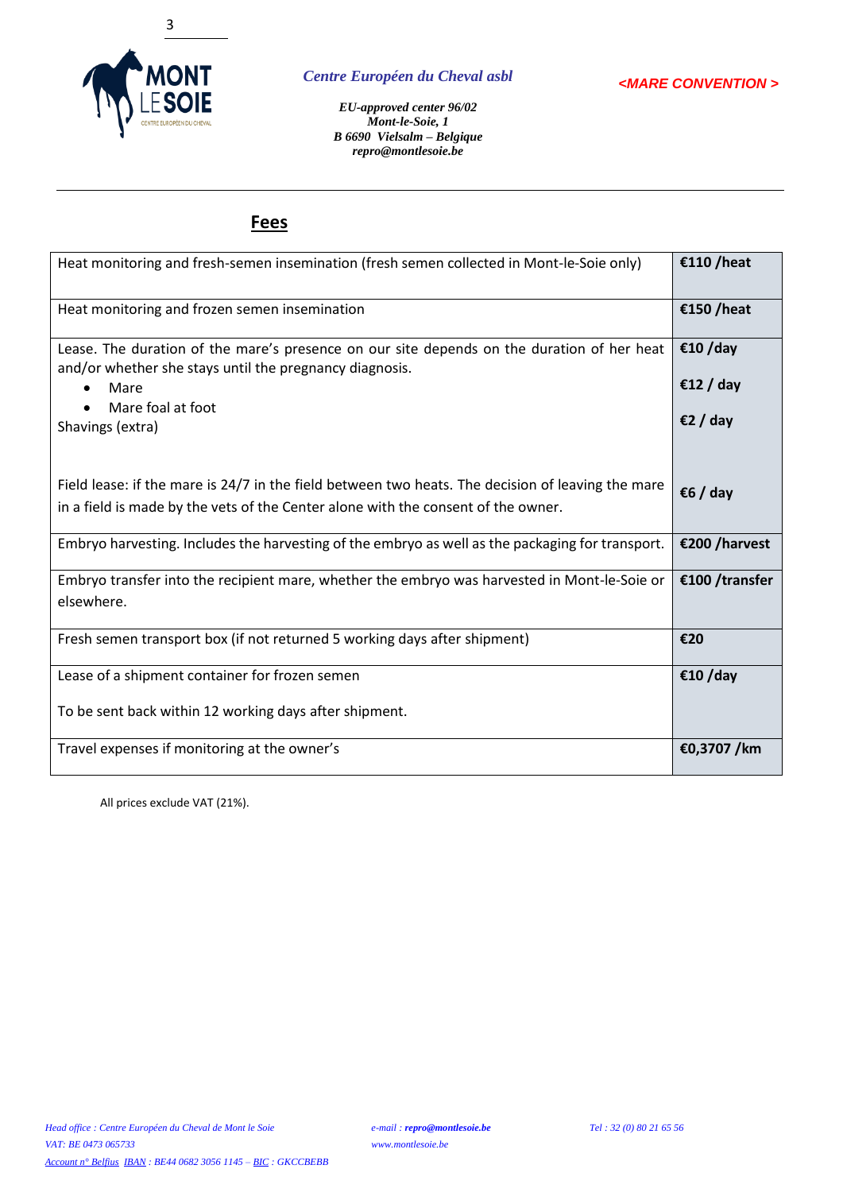## Fees

| | |
|---|---|
| Heat monitoring and fresh-semen insemination (fresh semen collected in Mont-le-Soie only) | **€110 /heat** |
| Heat monitoring and frozen semen insemination | **€150 /heat** |
| Lease. The duration of the mare's presence on our site depends on the duration of her heat and/or whether she stays until the pregnancy diagnosis.<br>• Mare<br>• Mare foal at foot<br>Shavings (extra) | **€10 /day**<br>**€12 / day**<br>**€2 / day** |
| Field lease: if the mare is 24/7 in the field between two heats. The decision of leaving the mare in a field is made by the vets of the Center alone with the consent of the owner. | **€6 / day** |
| Embryo harvesting. Includes the harvesting of the embryo as well as the packaging for transport. | **€200 /harvest** |
| Embryo transfer into the recipient mare, whether the embryo was harvested in Mont-le-Soie or elsewhere. | **€100 /transfer** |
| Fresh semen transport box (if not returned 5 working days after shipment) | **€20** |
| Lease of a shipment container for frozen semen<br><br>To be sent back within 12 working days after shipment. | **€10 /day** |
| Travel expenses if monitoring at the owner's | **€0,3707 /km** |

All prices exclude VAT (21%).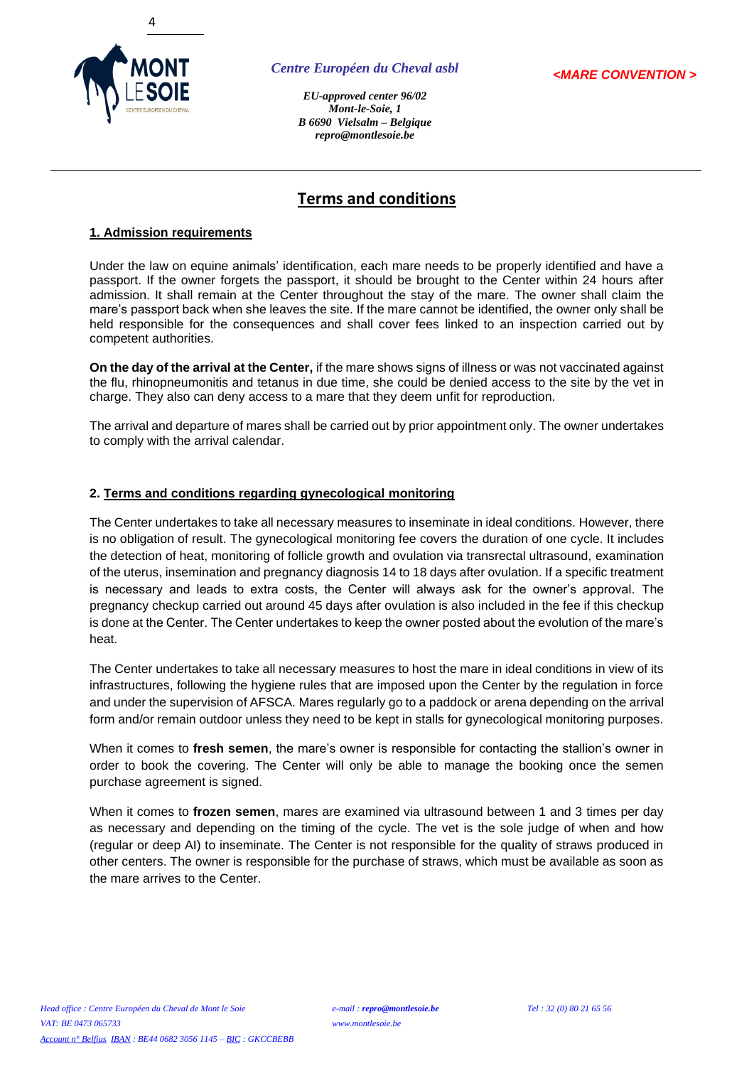# Terms and conditions

## 1. Admission requirements

Under the law on equine animals' identification, each mare needs to be properly identified and have a passport. If the owner forgets the passport, it should be brought to the Center within 24 hours after admission. It shall remain at the Center throughout the stay of the mare. The owner shall claim the mare's passport back when she leaves the site. If the mare cannot be identified, the owner only shall be held responsible for the consequences and shall cover fees linked to an inspection carried out by competent authorities.

**On the day of the arrival at the Center,** if the mare shows signs of illness or was not vaccinated against the flu, rhinopneumonitis and tetanus in due time, she could be denied access to the site by the vet in charge. They also can deny access to a mare that they deem unfit for reproduction.

The arrival and departure of mares shall be carried out by prior appointment only. The owner undertakes to comply with the arrival calendar.

## 2. Terms and conditions regarding gynecological monitoring

The Center undertakes to take all necessary measures to inseminate in ideal conditions. However, there is no obligation of result. The gynecological monitoring fee covers the duration of one cycle. It includes the detection of heat, monitoring of follicle growth and ovulation via transrectal ultrasound, examination of the uterus, insemination and pregnancy diagnosis 14 to 18 days after ovulation. If a specific treatment is necessary and leads to extra costs, the Center will always ask for the owner's approval. The pregnancy checkup carried out around 45 days after ovulation is also included in the fee if this checkup is done at the Center. The Center undertakes to keep the owner posted about the evolution of the mare's heat.

The Center undertakes to take all necessary measures to host the mare in ideal conditions in view of its infrastructures, following the hygiene rules that are imposed upon the Center by the regulation in force and under the supervision of AFSCA. Mares regularly go to a paddock or arena depending on the arrival form and/or remain outdoor unless they need to be kept in stalls for gynecological monitoring purposes.

When it comes to **fresh semen**, the mare's owner is responsible for contacting the stallion's owner in order to book the covering. The Center will only be able to manage the booking once the semen purchase agreement is signed.

When it comes to **frozen semen**, mares are examined via ultrasound between 1 and 3 times per day as necessary and depending on the timing of the cycle. The vet is the sole judge of when and how (regular or deep AI) to inseminate. The Center is not responsible for the quality of straws produced in other centers. The owner is responsible for the purchase of straws, which must be available as soon as the mare arrives to the Center.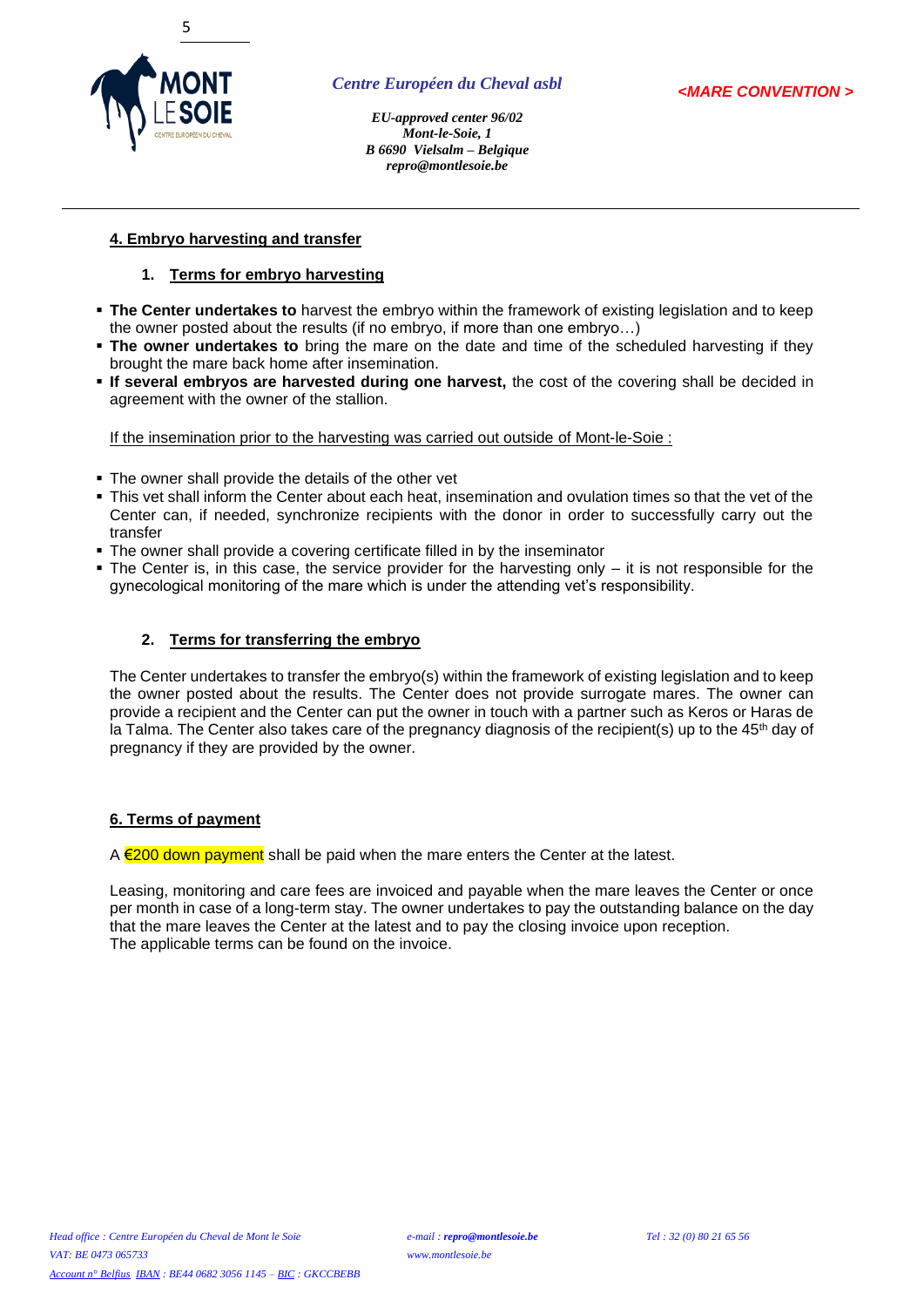## 4. Embryo harvesting and transfer

### 1. Terms for embryo harvesting

- **The Center undertakes to** harvest the embryo within the framework of existing legislation and to keep the owner posted about the results (if no embryo, if more than one embryo…)
- **The owner undertakes to** bring the mare on the date and time of the scheduled harvesting if they brought the mare back home after insemination.
- **If several embryos are harvested during one harvest,** the cost of the covering shall be decided in agreement with the owner of the stallion.

If the insemination prior to the harvesting was carried out outside of Mont-le-Soie :

- The owner shall provide the details of the other vet
- This vet shall inform the Center about each heat, insemination and ovulation times so that the vet of the Center can, if needed, synchronize recipients with the donor in order to successfully carry out the transfer
- The owner shall provide a covering certificate filled in by the inseminator
- The Center is, in this case, the service provider for the harvesting only – it is not responsible for the gynecological monitoring of the mare which is under the attending vet's responsibility.

### 2. Terms for transferring the embryo

The Center undertakes to transfer the embryo(s) within the framework of existing legislation and to keep the owner posted about the results. The Center does not provide surrogate mares. The owner can provide a recipient and the Center can put the owner in touch with a partner such as Keros or Haras de la Talma. The Center also takes care of the pregnancy diagnosis of the recipient(s) up to the 45th day of pregnancy if they are provided by the owner.

## 6. Terms of payment

A €200 down payment shall be paid when the mare enters the Center at the latest.

Leasing, monitoring and care fees are invoiced and payable when the mare leaves the Center or once per month in case of a long-term stay. The owner undertakes to pay the outstanding balance on the day that the mare leaves the Center at the latest and to pay the closing invoice upon reception.
The applicable terms can be found on the invoice.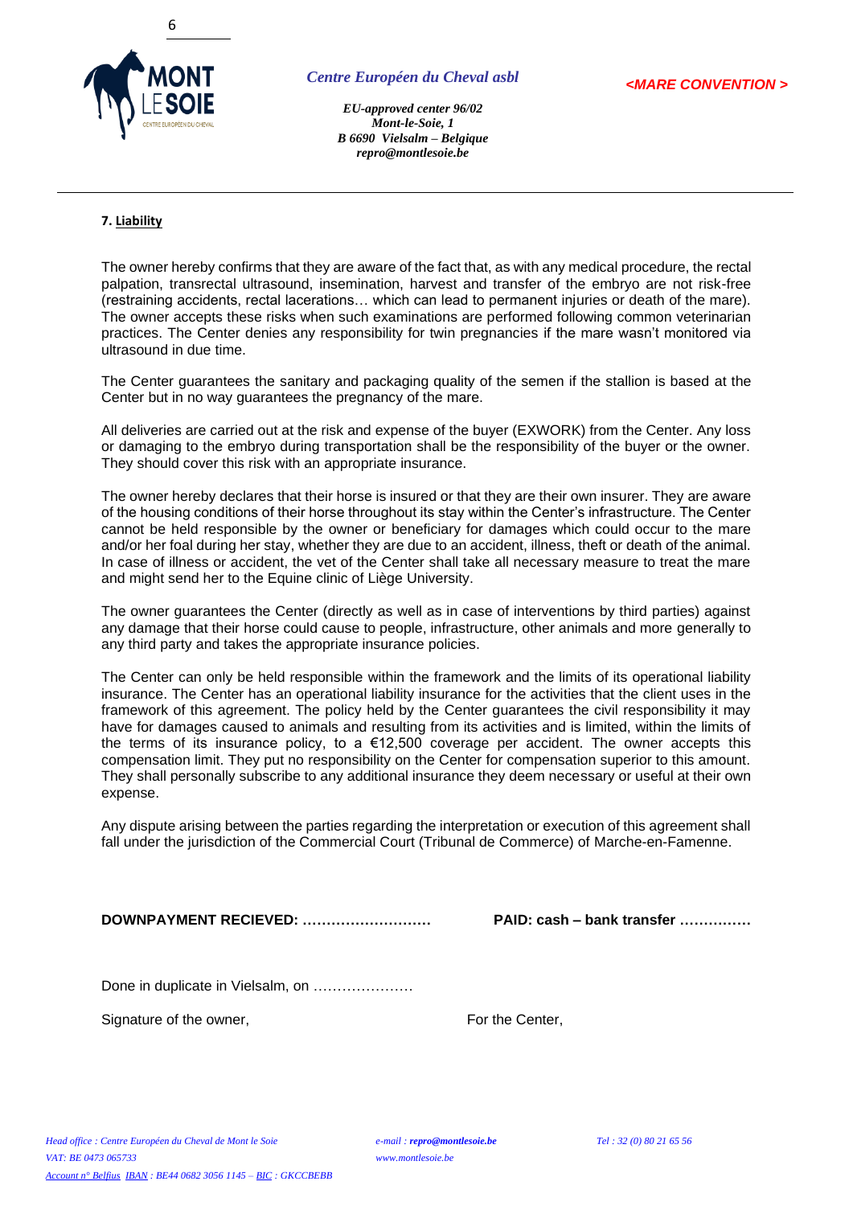## 7. Liability

The owner hereby confirms that they are aware of the fact that, as with any medical procedure, the rectal palpation, transrectal ultrasound, insemination, harvest and transfer of the embryo are not risk-free (restraining accidents, rectal lacerations… which can lead to permanent injuries or death of the mare). The owner accepts these risks when such examinations are performed following common veterinarian practices. The Center denies any responsibility for twin pregnancies if the mare wasn't monitored via ultrasound in due time.

The Center guarantees the sanitary and packaging quality of the semen if the stallion is based at the Center but in no way guarantees the pregnancy of the mare.

All deliveries are carried out at the risk and expense of the buyer (EXWORK) from the Center. Any loss or damaging to the embryo during transportation shall be the responsibility of the buyer or the owner. They should cover this risk with an appropriate insurance.

The owner hereby declares that their horse is insured or that they are their own insurer. They are aware of the housing conditions of their horse throughout its stay within the Center's infrastructure. The Center cannot be held responsible by the owner or beneficiary for damages which could occur to the mare and/or her foal during her stay, whether they are due to an accident, illness, theft or death of the animal. In case of illness or accident, the vet of the Center shall take all necessary measure to treat the mare and might send her to the Equine clinic of Liège University.

The owner guarantees the Center (directly as well as in case of interventions by third parties) against any damage that their horse could cause to people, infrastructure, other animals and more generally to any third party and takes the appropriate insurance policies.

The Center can only be held responsible within the framework and the limits of its operational liability insurance. The Center has an operational liability insurance for the activities that the client uses in the framework of this agreement. The policy held by the Center guarantees the civil responsibility it may have for damages caused to animals and resulting from its activities and is limited, within the limits of the terms of its insurance policy, to a €12,500 coverage per accident. The owner accepts this compensation limit. They put no responsibility on the Center for compensation superior to this amount. They shall personally subscribe to any additional insurance they deem necessary or useful at their own expense.

Any dispute arising between the parties regarding the interpretation or execution of this agreement shall fall under the jurisdiction of the Commercial Court (Tribunal de Commerce) of Marche-en-Famenne.

**DOWNPAYMENT RECIEVED: ………………………** **PAID: cash – bank transfer ……………**

Done in duplicate in Vielsalm, on …………………

Signature of the owner, For the Center,